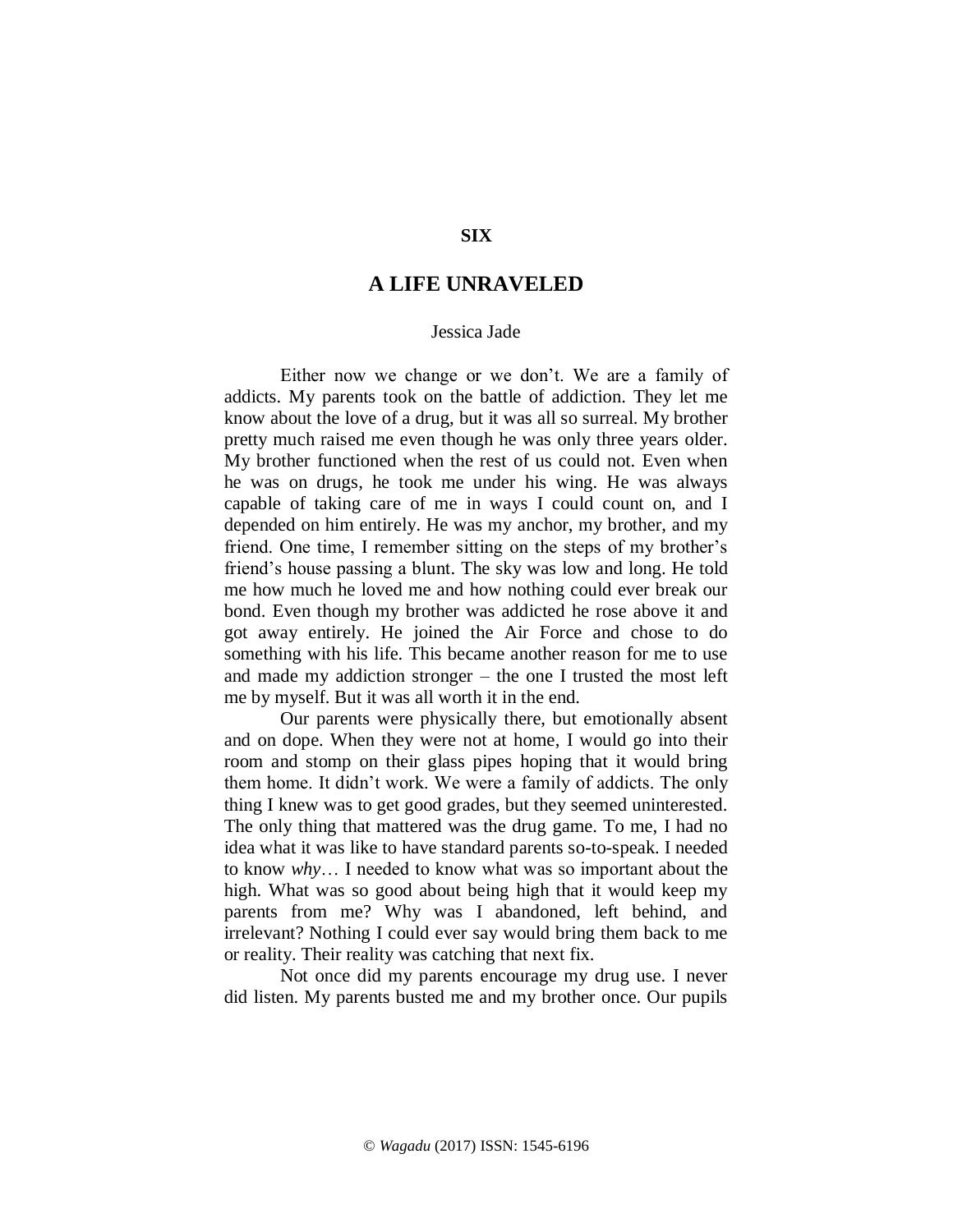**SIX**

# A LIFE UNRAVELED

Jessica Jade

Either now we change or we don't. We are a family of addicts. My parents took on the battle of addiction. They let me know about the love of a drug, but it was all so surreal. My brother pretty much raised me even though he was only three years older. My brother functioned when the rest of us could not. Even when he was on drugs, he took me under his wing. He was always capable of taking care of me in ways I could count on, and I depended on him entirely. He was my anchor, my brother, and my friend. One time, I remember sitting on the steps of my brother's friend's house passing a blunt. The sky was low and long. He told me how much he loved me and how nothing could ever break our bond. Even though my brother was addicted he rose above it and got away entirely. He joined the Air Force and chose to do something with his life. This became another reason for me to use and made my addiction stronger – the one I trusted the most left me by myself. But it was all worth it in the end.

Our parents were physically there, but emotionally absent and on dope. When they were not at home, I would go into their room and stomp on their glass pipes hoping that it would bring them home. It didn't work. We were a family of addicts. The only thing I knew was to get good grades, but they seemed uninterested. The only thing that mattered was the drug game. To me, I had no idea what it was like to have standard parents so-to-speak. I needed to know *why*… I needed to know what was so important about the high. What was so good about being high that it would keep my parents from me? Why was I abandoned, left behind, and irrelevant? Nothing I could ever say would bring them back to me or reality. Their reality was catching that next fix.

Not once did my parents encourage my drug use. I never did listen. My parents busted me and my brother once. Our pupils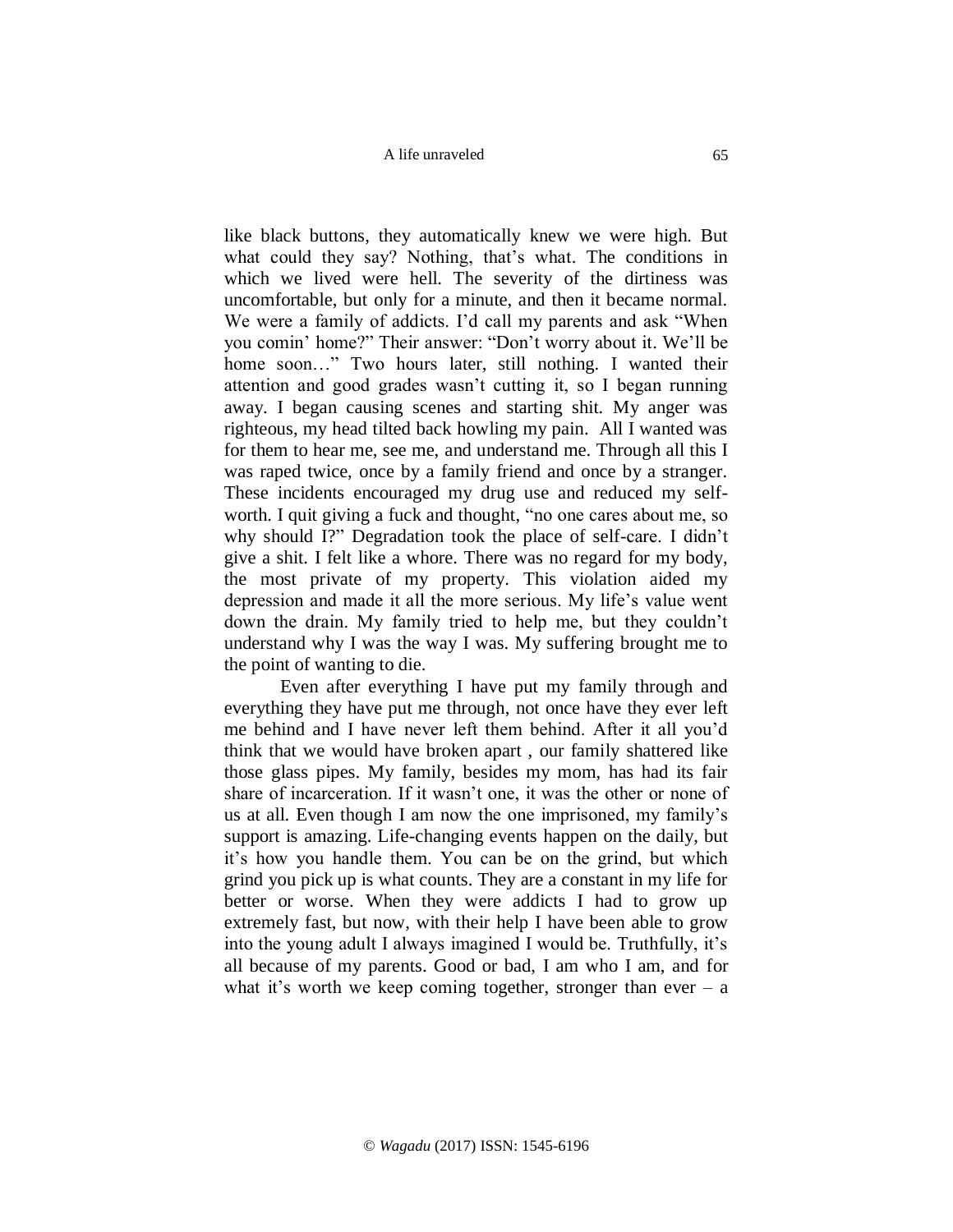like black buttons, they automatically knew we were high. But what could they say? Nothing, that's what. The conditions in which we lived were hell. The severity of the dirtiness was uncomfortable, but only for a minute, and then it became normal. We were a family of addicts. I'd call my parents and ask "When you comin' home?" Their answer: "Don't worry about it. We'll be home soon…" Two hours later, still nothing. I wanted their attention and good grades wasn't cutting it, so I began running away. I began causing scenes and starting shit. My anger was righteous, my head tilted back howling my pain. All I wanted was for them to hear me, see me, and understand me. Through all this I was raped twice, once by a family friend and once by a stranger. These incidents encouraged my drug use and reduced my self-worth. I quit giving a fuck and thought, "no one cares about me, so why should I?" Degradation took the place of self-care. I didn't give a shit. I felt like a whore. There was no regard for my body, the most private of my property. This violation aided my depression and made it all the more serious. My life's value went down the drain. My family tried to help me, but they couldn't understand why I was the way I was. My suffering brought me to the point of wanting to die.

Even after everything I have put my family through and everything they have put me through, not once have they ever left me behind and I have never left them behind. After it all you'd think that we would have broken apart , our family shattered like those glass pipes. My family, besides my mom, has had its fair share of incarceration. If it wasn't one, it was the other or none of us at all. Even though I am now the one imprisoned, my family's support is amazing. Life-changing events happen on the daily, but it's how you handle them. You can be on the grind, but which grind you pick up is what counts. They are a constant in my life for better or worse. When they were addicts I had to grow up extremely fast, but now, with their help I have been able to grow into the young adult I always imagined I would be. Truthfully, it's all because of my parents. Good or bad, I am who I am, and for what it's worth we keep coming together, stronger than ever – a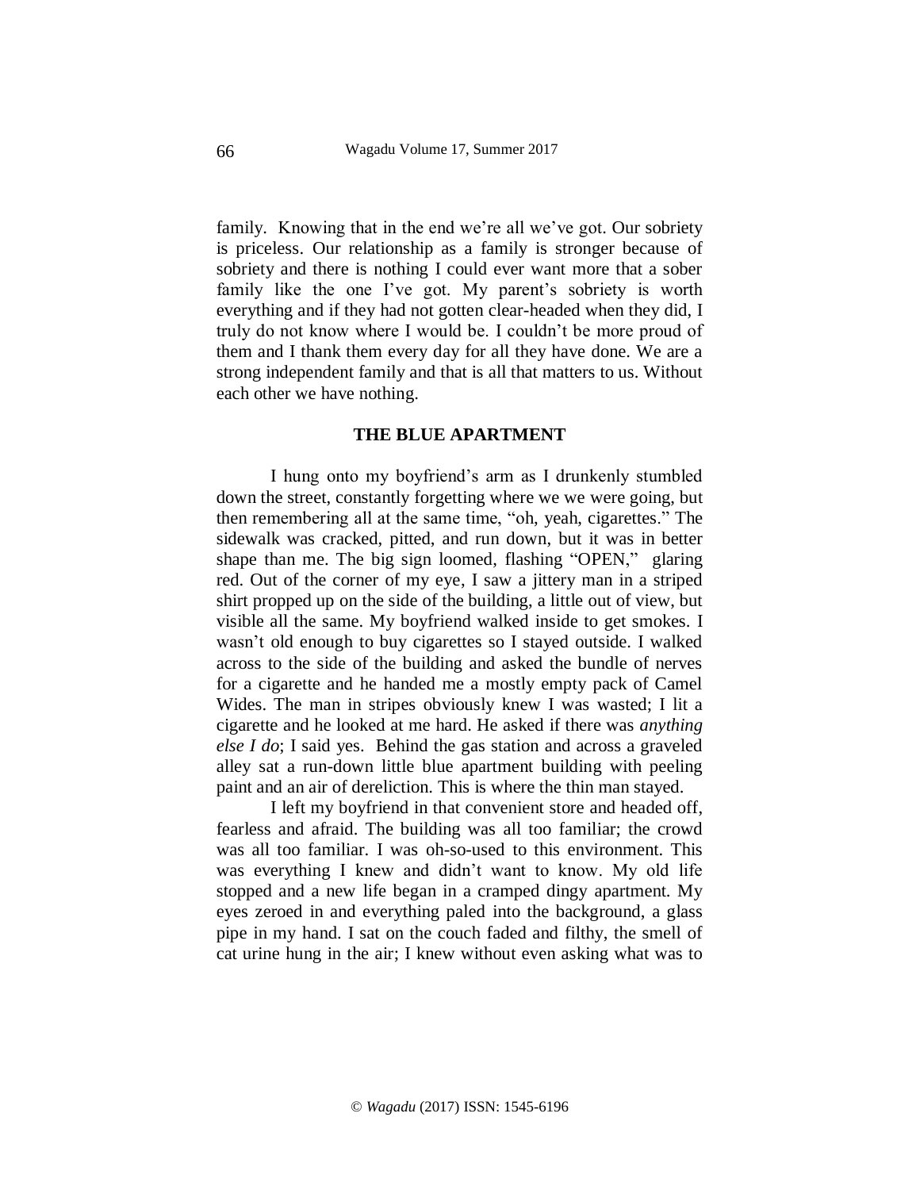family. Knowing that in the end we're all we've got. Our sobriety is priceless. Our relationship as a family is stronger because of sobriety and there is nothing I could ever want more that a sober family like the one I've got. My parent's sobriety is worth everything and if they had not gotten clear-headed when they did, I truly do not know where I would be. I couldn't be more proud of them and I thank them every day for all they have done. We are a strong independent family and that is all that matters to us. Without each other we have nothing.

## THE BLUE APARTMENT

I hung onto my boyfriend's arm as I drunkenly stumbled down the street, constantly forgetting where we we were going, but then remembering all at the same time, "oh, yeah, cigarettes." The sidewalk was cracked, pitted, and run down, but it was in better shape than me. The big sign loomed, flashing "OPEN," glaring red. Out of the corner of my eye, I saw a jittery man in a striped shirt propped up on the side of the building, a little out of view, but visible all the same. My boyfriend walked inside to get smokes. I wasn't old enough to buy cigarettes so I stayed outside. I walked across to the side of the building and asked the bundle of nerves for a cigarette and he handed me a mostly empty pack of Camel Wides. The man in stripes obviously knew I was wasted; I lit a cigarette and he looked at me hard. He asked if there was *anything else I do*; I said yes. Behind the gas station and across a graveled alley sat a run-down little blue apartment building with peeling paint and an air of dereliction. This is where the thin man stayed.

I left my boyfriend in that convenient store and headed off, fearless and afraid. The building was all too familiar; the crowd was all too familiar. I was oh-so-used to this environment. This was everything I knew and didn't want to know. My old life stopped and a new life began in a cramped dingy apartment. My eyes zeroed in and everything paled into the background, a glass pipe in my hand. I sat on the couch faded and filthy, the smell of cat urine hung in the air; I knew without even asking what was to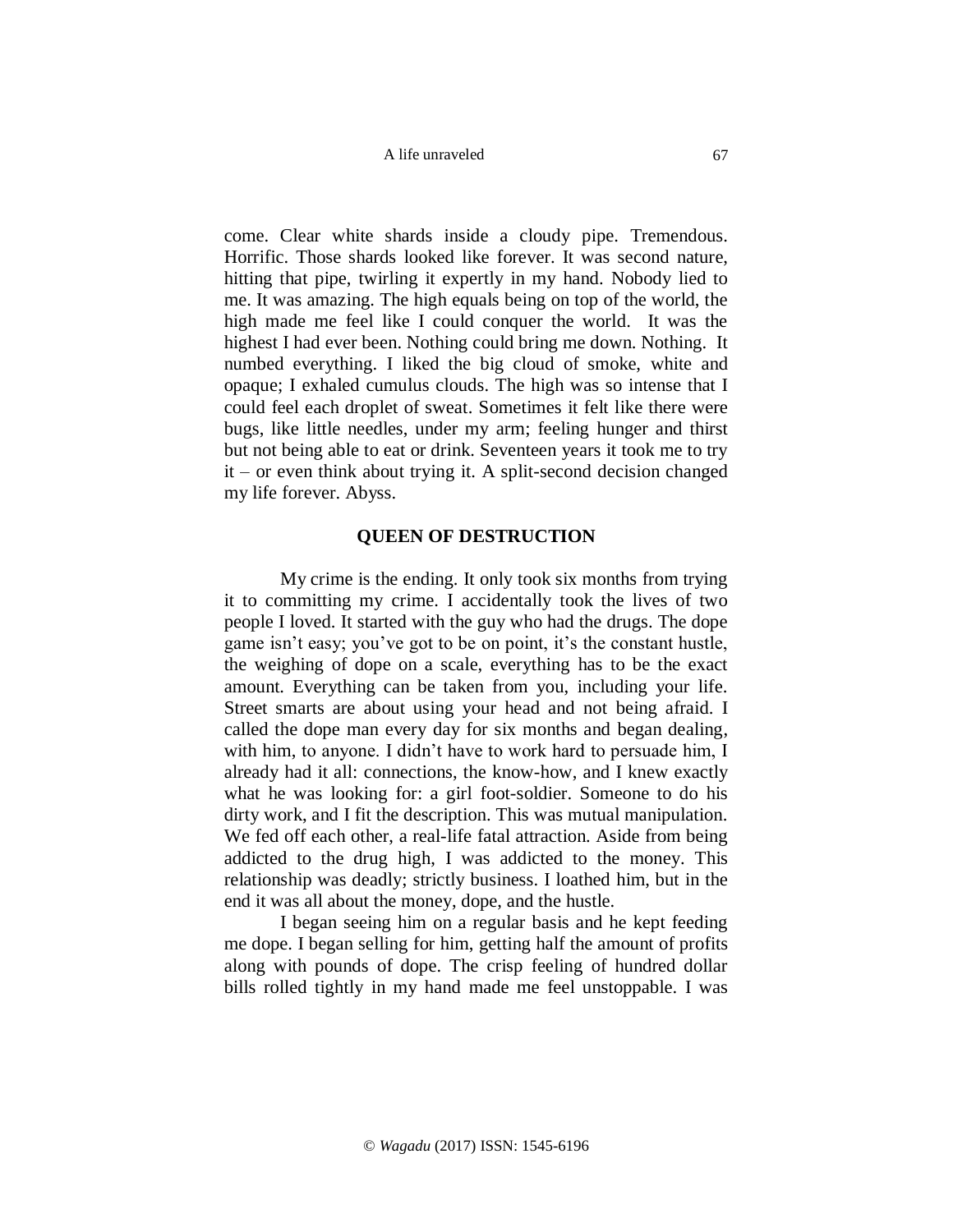come. Clear white shards inside a cloudy pipe. Tremendous. Horrific. Those shards looked like forever. It was second nature, hitting that pipe, twirling it expertly in my hand. Nobody lied to me. It was amazing. The high equals being on top of the world, the high made me feel like I could conquer the world. It was the highest I had ever been. Nothing could bring me down. Nothing. It numbed everything. I liked the big cloud of smoke, white and opaque; I exhaled cumulus clouds. The high was so intense that I could feel each droplet of sweat. Sometimes it felt like there were bugs, like little needles, under my arm; feeling hunger and thirst but not being able to eat or drink. Seventeen years it took me to try it – or even think about trying it. A split-second decision changed my life forever. Abyss.

## QUEEN OF DESTRUCTION

My crime is the ending. It only took six months from trying it to committing my crime. I accidentally took the lives of two people I loved. It started with the guy who had the drugs. The dope game isn't easy; you've got to be on point, it's the constant hustle, the weighing of dope on a scale, everything has to be the exact amount. Everything can be taken from you, including your life. Street smarts are about using your head and not being afraid. I called the dope man every day for six months and began dealing, with him, to anyone. I didn't have to work hard to persuade him, I already had it all: connections, the know-how, and I knew exactly what he was looking for: a girl foot-soldier. Someone to do his dirty work, and I fit the description. This was mutual manipulation. We fed off each other, a real-life fatal attraction. Aside from being addicted to the drug high, I was addicted to the money. This relationship was deadly; strictly business. I loathed him, but in the end it was all about the money, dope, and the hustle.

I began seeing him on a regular basis and he kept feeding me dope. I began selling for him, getting half the amount of profits along with pounds of dope. The crisp feeling of hundred dollar bills rolled tightly in my hand made me feel unstoppable. I was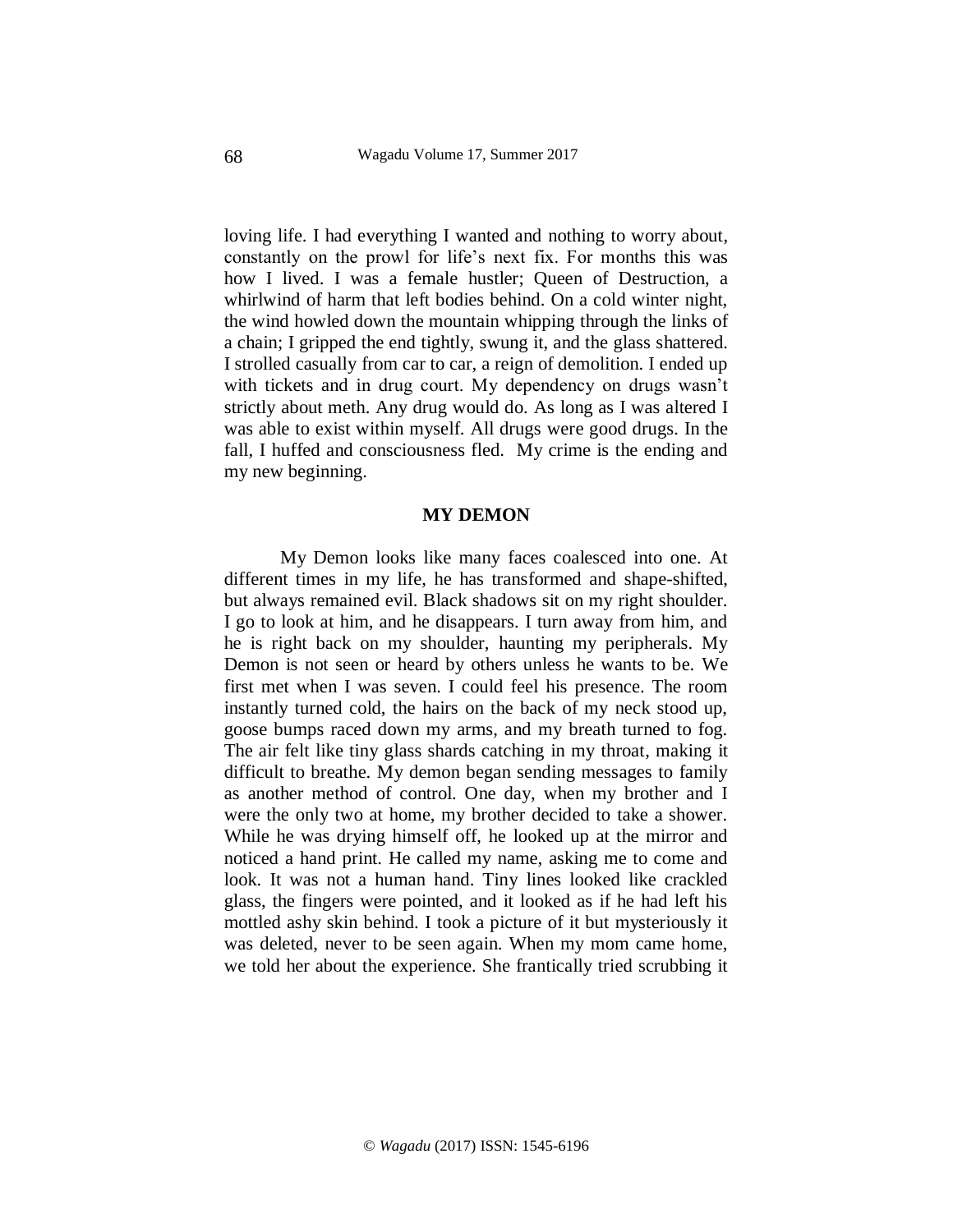loving life. I had everything I wanted and nothing to worry about, constantly on the prowl for life's next fix. For months this was how I lived. I was a female hustler; Queen of Destruction, a whirlwind of harm that left bodies behind. On a cold winter night, the wind howled down the mountain whipping through the links of a chain; I gripped the end tightly, swung it, and the glass shattered. I strolled casually from car to car, a reign of demolition. I ended up with tickets and in drug court. My dependency on drugs wasn't strictly about meth. Any drug would do. As long as I was altered I was able to exist within myself. All drugs were good drugs. In the fall, I huffed and consciousness fled. My crime is the ending and my new beginning.

## MY DEMON

My Demon looks like many faces coalesced into one. At different times in my life, he has transformed and shape-shifted, but always remained evil. Black shadows sit on my right shoulder. I go to look at him, and he disappears. I turn away from him, and he is right back on my shoulder, haunting my peripherals. My Demon is not seen or heard by others unless he wants to be. We first met when I was seven. I could feel his presence. The room instantly turned cold, the hairs on the back of my neck stood up, goose bumps raced down my arms, and my breath turned to fog. The air felt like tiny glass shards catching in my throat, making it difficult to breathe. My demon began sending messages to family as another method of control. One day, when my brother and I were the only two at home, my brother decided to take a shower. While he was drying himself off, he looked up at the mirror and noticed a hand print. He called my name, asking me to come and look. It was not a human hand. Tiny lines looked like crackled glass, the fingers were pointed, and it looked as if he had left his mottled ashy skin behind. I took a picture of it but mysteriously it was deleted, never to be seen again. When my mom came home, we told her about the experience. She frantically tried scrubbing it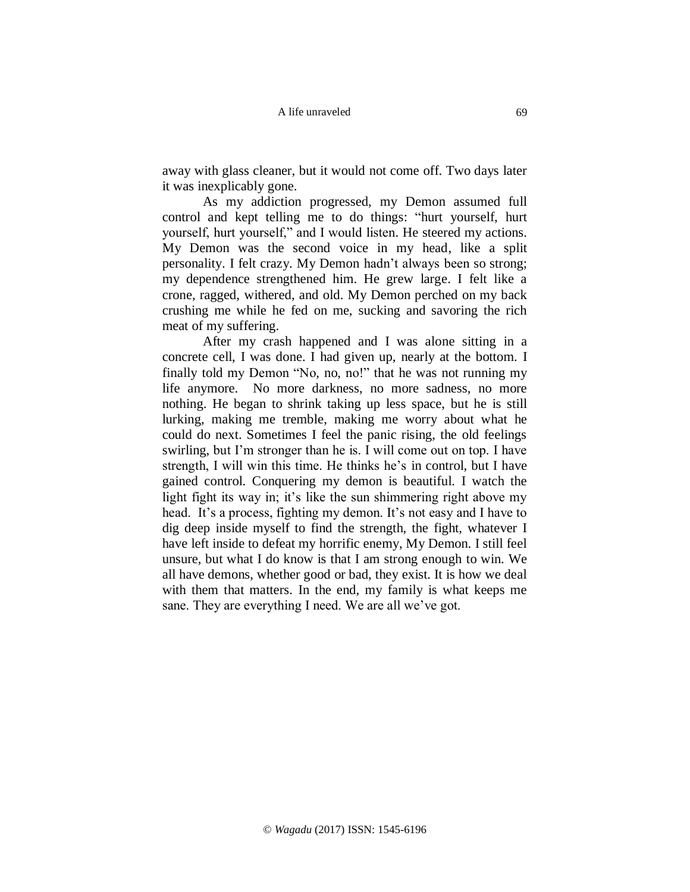away with glass cleaner, but it would not come off. Two days later it was inexplicably gone.

As my addiction progressed, my Demon assumed full control and kept telling me to do things: “hurt yourself, hurt yourself, hurt yourself,” and I would listen. He steered my actions. My Demon was the second voice in my head, like a split personality. I felt crazy. My Demon hadn’t always been so strong; my dependence strengthened him. He grew large. I felt like a crone, ragged, withered, and old. My Demon perched on my back crushing me while he fed on me, sucking and savoring the rich meat of my suffering.

After my crash happened and I was alone sitting in a concrete cell, I was done. I had given up, nearly at the bottom. I finally told my Demon “No, no, no!” that he was not running my life anymore. No more darkness, no more sadness, no more nothing. He began to shrink taking up less space, but he is still lurking, making me tremble, making me worry about what he could do next. Sometimes I feel the panic rising, the old feelings swirling, but I’m stronger than he is. I will come out on top. I have strength, I will win this time. He thinks he’s in control, but I have gained control. Conquering my demon is beautiful. I watch the light fight its way in; it’s like the sun shimmering right above my head. It’s a process, fighting my demon. It’s not easy and I have to dig deep inside myself to find the strength, the fight, whatever I have left inside to defeat my horrific enemy, My Demon. I still feel unsure, but what I do know is that I am strong enough to win. We all have demons, whether good or bad, they exist. It is how we deal with them that matters. In the end, my family is what keeps me sane. They are everything I need. We are all we’ve got.